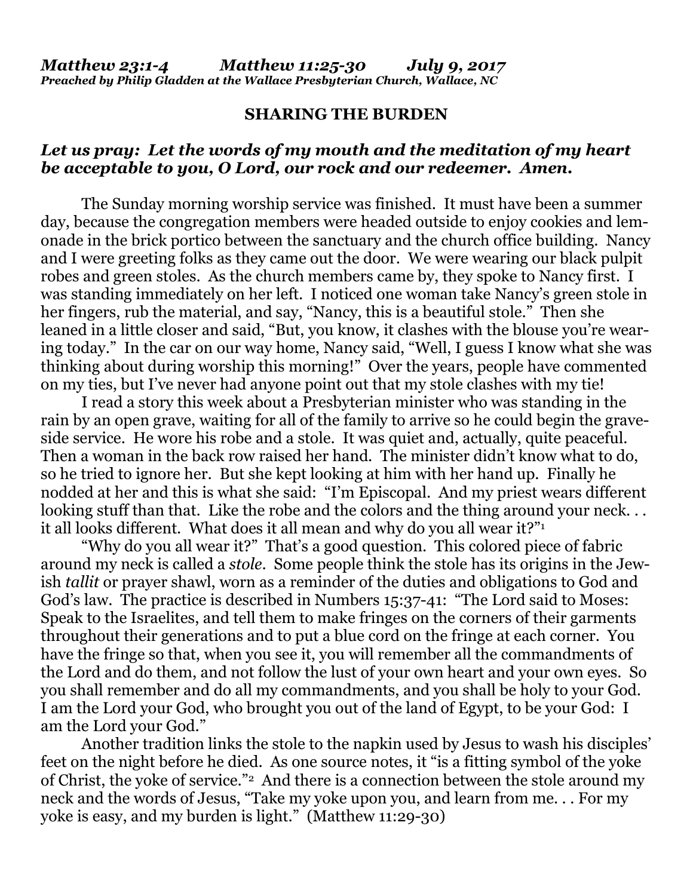***Matthew 23:1-4 Matthew 11:25-30 July 9, 2017***
***Preached by Philip Gladden at the Wallace Presbyterian Church, Wallace, NC***

**SHARING THE BURDEN**

***Let us pray: Let the words of my mouth and the meditation of my heart be acceptable to you, O Lord, our rock and our redeemer. Amen.***

The Sunday morning worship service was finished. It must have been a summer day, because the congregation members were headed outside to enjoy cookies and lemonade in the brick portico between the sanctuary and the church office building. Nancy and I were greeting folks as they came out the door. We were wearing our black pulpit robes and green stoles. As the church members came by, they spoke to Nancy first. I was standing immediately on her left. I noticed one woman take Nancy's green stole in her fingers, rub the material, and say, "Nancy, this is a beautiful stole." Then she leaned in a little closer and said, "But, you know, it clashes with the blouse you're wearing today." In the car on our way home, Nancy said, "Well, I guess I know what she was thinking about during worship this morning!" Over the years, people have commented on my ties, but I've never had anyone point out that my stole clashes with my tie!

I read a story this week about a Presbyterian minister who was standing in the rain by an open grave, waiting for all of the family to arrive so he could begin the graveside service. He wore his robe and a stole. It was quiet and, actually, quite peaceful. Then a woman in the back row raised her hand. The minister didn't know what to do, so he tried to ignore her. But she kept looking at him with her hand up. Finally he nodded at her and this is what she said: "I'm Episcopal. And my priest wears different looking stuff than that. Like the robe and the colors and the thing around your neck. . . it all looks different. What does it all mean and why do you all wear it?"[1]

"Why do you all wear it?" That's a good question. This colored piece of fabric around my neck is called a *stole*. Some people think the stole has its origins in the Jewish *tallit* or prayer shawl, worn as a reminder of the duties and obligations to God and God's law. The practice is described in Numbers 15:37-41: "The Lord said to Moses: Speak to the Israelites, and tell them to make fringes on the corners of their garments throughout their generations and to put a blue cord on the fringe at each corner. You have the fringe so that, when you see it, you will remember all the commandments of the Lord and do them, and not follow the lust of your own heart and your own eyes. So you shall remember and do all my commandments, and you shall be holy to your God. I am the Lord your God, who brought you out of the land of Egypt, to be your God: I am the Lord your God."

Another tradition links the stole to the napkin used by Jesus to wash his disciples' feet on the night before he died. As one source notes, it "is a fitting symbol of the yoke of Christ, the yoke of service."[2] And there is a connection between the stole around my neck and the words of Jesus, "Take my yoke upon you, and learn from me. . . For my yoke is easy, and my burden is light." (Matthew 11:29-30)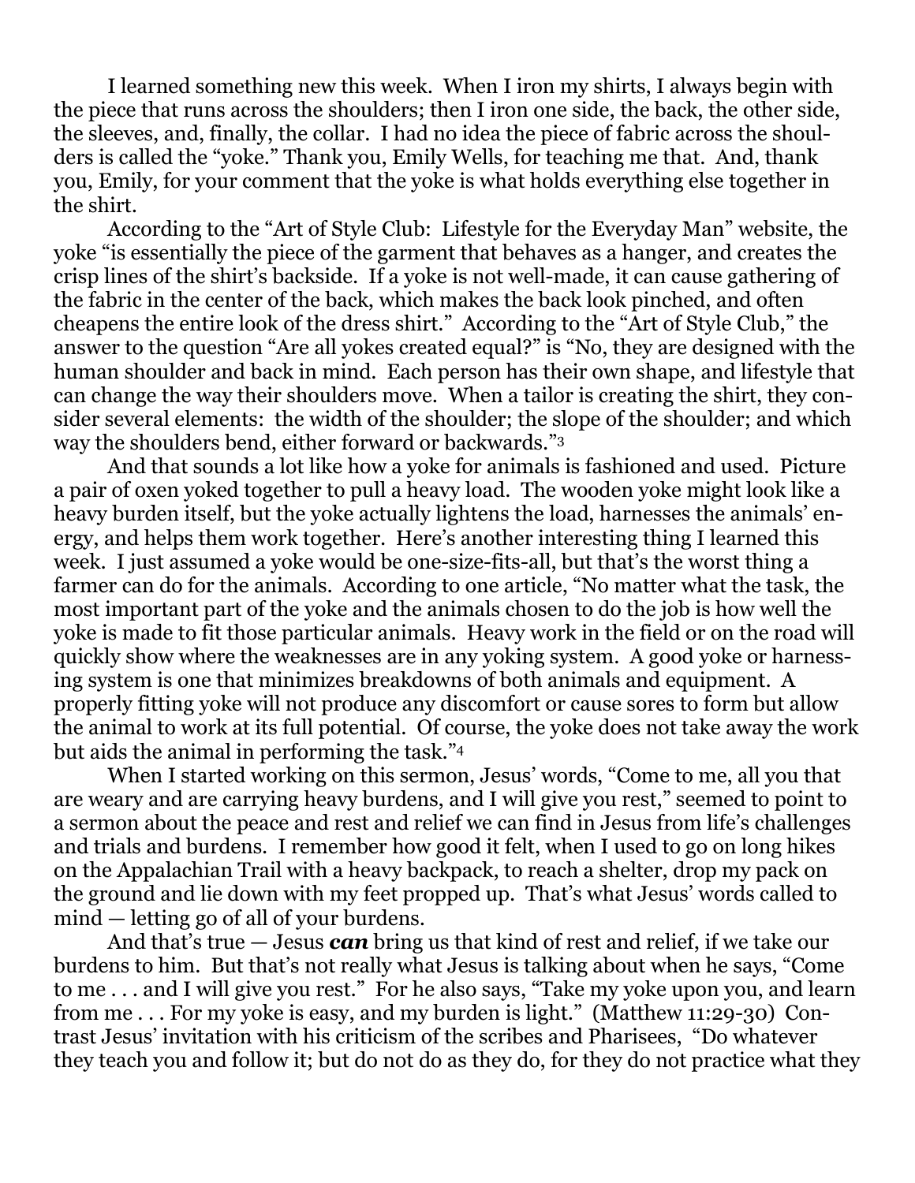I learned something new this week. When I iron my shirts, I always begin with the piece that runs across the shoulders; then I iron one side, the back, the other side, the sleeves, and, finally, the collar. I had no idea the piece of fabric across the shoulders is called the "yoke." Thank you, Emily Wells, for teaching me that. And, thank you, Emily, for your comment that the yoke is what holds everything else together in the shirt.

According to the "Art of Style Club: Lifestyle for the Everyday Man" website, the yoke "is essentially the piece of the garment that behaves as a hanger, and creates the crisp lines of the shirt's backside. If a yoke is not well-made, it can cause gathering of the fabric in the center of the back, which makes the back look pinched, and often cheapens the entire look of the dress shirt." According to the "Art of Style Club," the answer to the question "Are all yokes created equal?" is "No, they are designed with the human shoulder and back in mind. Each person has their own shape, and lifestyle that can change the way their shoulders move. When a tailor is creating the shirt, they consider several elements: the width of the shoulder; the slope of the shoulder; and which way the shoulders bend, either forward or backwards."[3]

And that sounds a lot like how a yoke for animals is fashioned and used. Picture a pair of oxen yoked together to pull a heavy load. The wooden yoke might look like a heavy burden itself, but the yoke actually lightens the load, harnesses the animals' energy, and helps them work together. Here's another interesting thing I learned this week. I just assumed a yoke would be one-size-fits-all, but that's the worst thing a farmer can do for the animals. According to one article, "No matter what the task, the most important part of the yoke and the animals chosen to do the job is how well the yoke is made to fit those particular animals. Heavy work in the field or on the road will quickly show where the weaknesses are in any yoking system. A good yoke or harnessing system is one that minimizes breakdowns of both animals and equipment. A properly fitting yoke will not produce any discomfort or cause sores to form but allow the animal to work at its full potential. Of course, the yoke does not take away the work but aids the animal in performing the task."[4]

When I started working on this sermon, Jesus' words, "Come to me, all you that are weary and are carrying heavy burdens, and I will give you rest," seemed to point to a sermon about the peace and rest and relief we can find in Jesus from life's challenges and trials and burdens. I remember how good it felt, when I used to go on long hikes on the Appalachian Trail with a heavy backpack, to reach a shelter, drop my pack on the ground and lie down with my feet propped up. That's what Jesus' words called to mind — letting go of all of your burdens.

And that's true — Jesus ***can*** bring us that kind of rest and relief, if we take our burdens to him. But that's not really what Jesus is talking about when he says, "Come to me . . . and I will give you rest." For he also says, "Take my yoke upon you, and learn from me . . . For my yoke is easy, and my burden is light." (Matthew 11:29-30) Contrast Jesus' invitation with his criticism of the scribes and Pharisees, "Do whatever they teach you and follow it; but do not do as they do, for they do not practice what they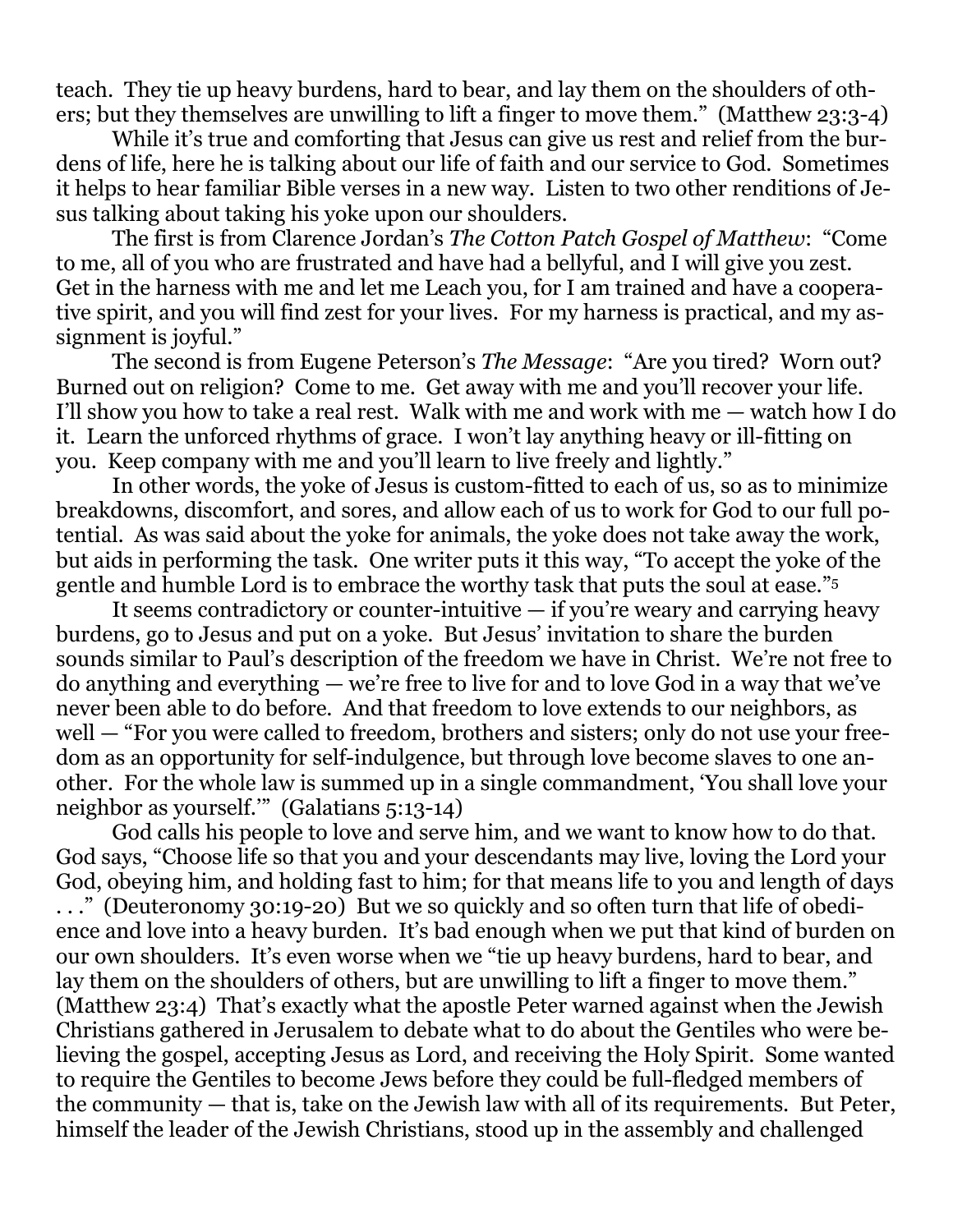teach. They tie up heavy burdens, hard to bear, and lay them on the shoulders of others; but they themselves are unwilling to lift a finger to move them." (Matthew 23:3-4)

While it's true and comforting that Jesus can give us rest and relief from the burdens of life, here he is talking about our life of faith and our service to God. Sometimes it helps to hear familiar Bible verses in a new way. Listen to two other renditions of Jesus talking about taking his yoke upon our shoulders.

The first is from Clarence Jordan's *The Cotton Patch Gospel of Matthew*: "Come to me, all of you who are frustrated and have had a bellyful, and I will give you zest. Get in the harness with me and let me Leach you, for I am trained and have a cooperative spirit, and you will find zest for your lives. For my harness is practical, and my assignment is joyful."

The second is from Eugene Peterson's *The Message*: "Are you tired? Worn out? Burned out on religion? Come to me. Get away with me and you'll recover your life. I'll show you how to take a real rest. Walk with me and work with me — watch how I do it. Learn the unforced rhythms of grace. I won't lay anything heavy or ill-fitting on you. Keep company with me and you'll learn to live freely and lightly."

In other words, the yoke of Jesus is custom-fitted to each of us, so as to minimize breakdowns, discomfort, and sores, and allow each of us to work for God to our full potential. As was said about the yoke for animals, the yoke does not take away the work, but aids in performing the task. One writer puts it this way, "To accept the yoke of the gentle and humble Lord is to embrace the worthy task that puts the soul at ease."[5]

It seems contradictory or counter-intuitive — if you're weary and carrying heavy burdens, go to Jesus and put on a yoke. But Jesus' invitation to share the burden sounds similar to Paul's description of the freedom we have in Christ. We're not free to do anything and everything — we're free to live for and to love God in a way that we've never been able to do before. And that freedom to love extends to our neighbors, as well — "For you were called to freedom, brothers and sisters; only do not use your freedom as an opportunity for self-indulgence, but through love become slaves to one another. For the whole law is summed up in a single commandment, 'You shall love your neighbor as yourself.'" (Galatians 5:13-14)

God calls his people to love and serve him, and we want to know how to do that. God says, "Choose life so that you and your descendants may live, loving the Lord your God, obeying him, and holding fast to him; for that means life to you and length of days . . ." (Deuteronomy 30:19-20) But we so quickly and so often turn that life of obedience and love into a heavy burden. It's bad enough when we put that kind of burden on our own shoulders. It's even worse when we "tie up heavy burdens, hard to bear, and lay them on the shoulders of others, but are unwilling to lift a finger to move them." (Matthew 23:4) That's exactly what the apostle Peter warned against when the Jewish Christians gathered in Jerusalem to debate what to do about the Gentiles who were believing the gospel, accepting Jesus as Lord, and receiving the Holy Spirit. Some wanted to require the Gentiles to become Jews before they could be full-fledged members of the community — that is, take on the Jewish law with all of its requirements. But Peter, himself the leader of the Jewish Christians, stood up in the assembly and challenged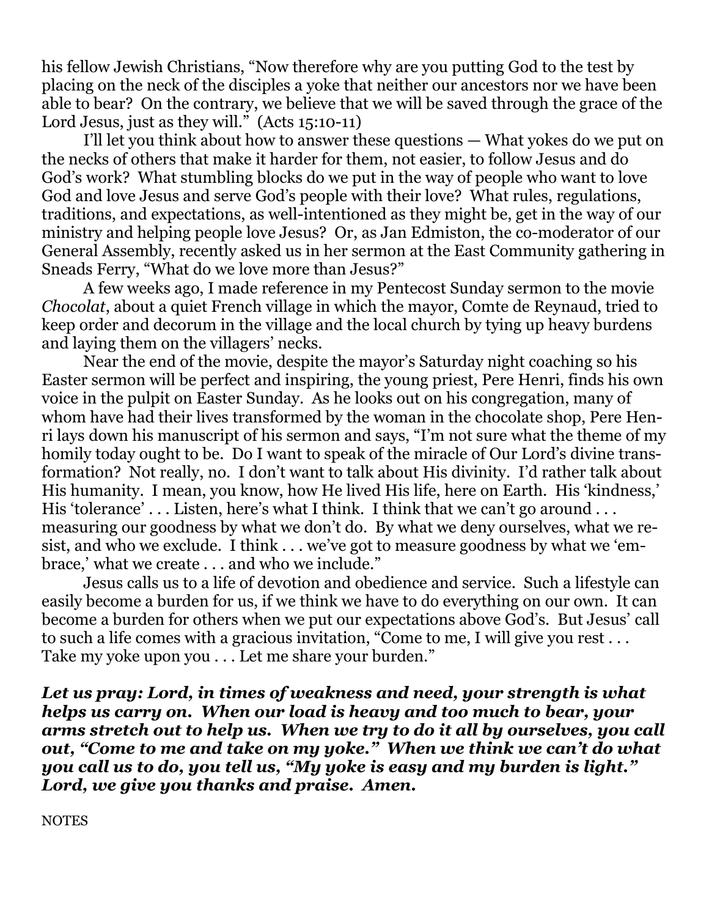his fellow Jewish Christians, "Now therefore why are you putting God to the test by placing on the neck of the disciples a yoke that neither our ancestors nor we have been able to bear? On the contrary, we believe that we will be saved through the grace of the Lord Jesus, just as they will." (Acts 15:10-11)

I'll let you think about how to answer these questions — What yokes do we put on the necks of others that make it harder for them, not easier, to follow Jesus and do God's work? What stumbling blocks do we put in the way of people who want to love God and love Jesus and serve God's people with their love? What rules, regulations, traditions, and expectations, as well-intentioned as they might be, get in the way of our ministry and helping people love Jesus? Or, as Jan Edmiston, the co-moderator of our General Assembly, recently asked us in her sermon at the East Community gathering in Sneads Ferry, "What do we love more than Jesus?"

A few weeks ago, I made reference in my Pentecost Sunday sermon to the movie *Chocolat*, about a quiet French village in which the mayor, Comte de Reynaud, tried to keep order and decorum in the village and the local church by tying up heavy burdens and laying them on the villagers' necks.

Near the end of the movie, despite the mayor's Saturday night coaching so his Easter sermon will be perfect and inspiring, the young priest, Pere Henri, finds his own voice in the pulpit on Easter Sunday. As he looks out on his congregation, many of whom have had their lives transformed by the woman in the chocolate shop, Pere Henri lays down his manuscript of his sermon and says, "I'm not sure what the theme of my homily today ought to be. Do I want to speak of the miracle of Our Lord's divine transformation? Not really, no. I don't want to talk about His divinity. I'd rather talk about His humanity. I mean, you know, how He lived His life, here on Earth. His 'kindness,' His 'tolerance' . . . Listen, here's what I think. I think that we can't go around . . . measuring our goodness by what we don't do. By what we deny ourselves, what we resist, and who we exclude. I think . . . we've got to measure goodness by what we 'embrace,' what we create . . . and who we include."

Jesus calls us to a life of devotion and obedience and service. Such a lifestyle can easily become a burden for us, if we think we have to do everything on our own. It can become a burden for others when we put our expectations above God's. But Jesus' call to such a life comes with a gracious invitation, "Come to me, I will give you rest . . . Take my yoke upon you . . . Let me share your burden."

***Let us pray: Lord, in times of weakness and need, your strength is what helps us carry on. When our load is heavy and too much to bear, your arms stretch out to help us. When we try to do it all by ourselves, you call out, "Come to me and take on my yoke." When we think we can't do what you call us to do, you tell us, "My yoke is easy and my burden is light." Lord, we give you thanks and praise. Amen.***

NOTES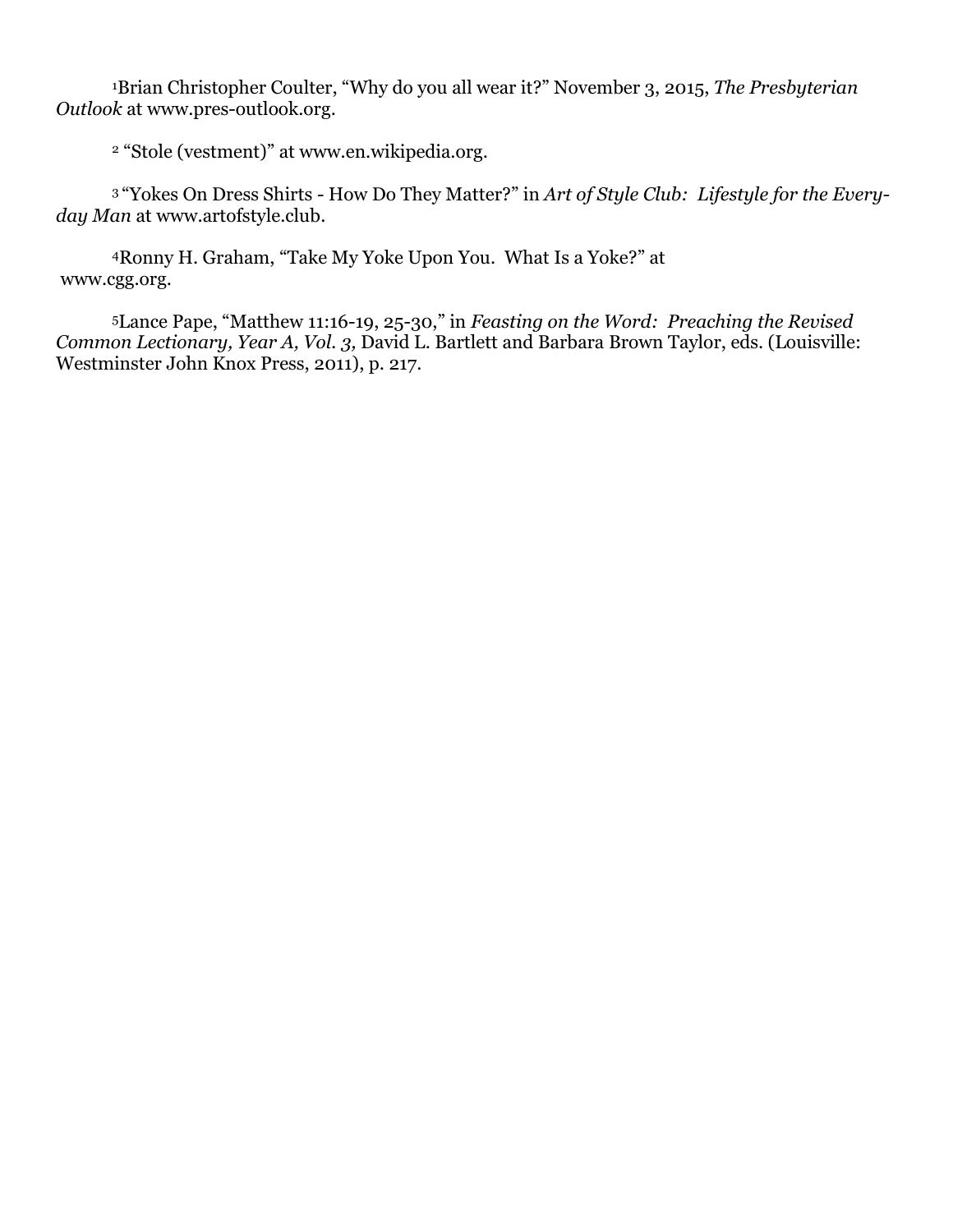[1]Brian Christopher Coulter, "Why do you all wear it?" November 3, 2015, *The Presbyterian Outlook* at www.pres-outlook.org.

[2] "Stole (vestment)" at www.en.wikipedia.org.

[3] "Yokes On Dress Shirts - How Do They Matter?" in *Art of Style Club: Lifestyle for the Everyday Man* at www.artofstyle.club.

[4]Ronny H. Graham, "Take My Yoke Upon You. What Is a Yoke?" at www.cgg.org.

[5]Lance Pape, "Matthew 11:16-19, 25-30," in *Feasting on the Word: Preaching the Revised Common Lectionary, Year A, Vol. 3,* David L. Bartlett and Barbara Brown Taylor, eds. (Louisville: Westminster John Knox Press, 2011), p. 217.